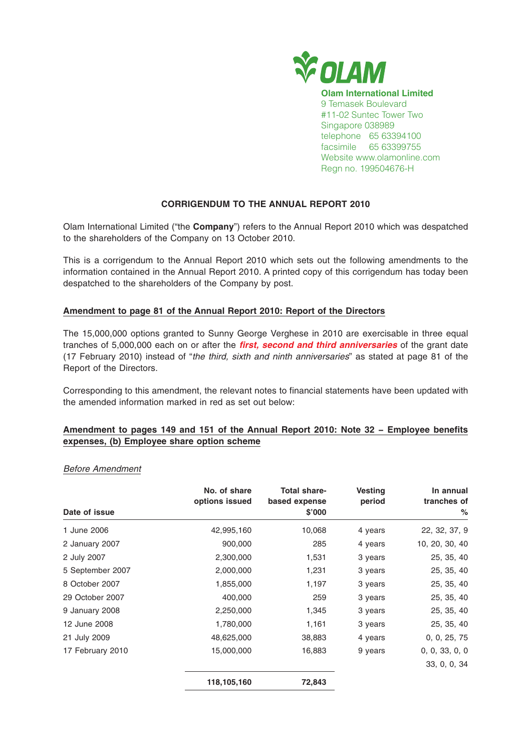OLAM

**Olam International Limited**
9 Temasek Boulevard
#11-02 Suntec Tower Two
Singapore 038989
telephone 65 63394100
facsimile 65 63399755
Website www.olamonline.com
Regn no. 199504676-H

## CORRIGENDUM TO THE ANNUAL REPORT 2010

Olam International Limited ("the **Company**") refers to the Annual Report 2010 which was despatched to the shareholders of the Company on 13 October 2010.

This is a corrigendum to the Annual Report 2010 which sets out the following amendments to the information contained in the Annual Report 2010. A printed copy of this corrigendum has today been despatched to the shareholders of the Company by post.

### Amendment to page 81 of the Annual Report 2010: Report of the Directors

The 15,000,000 options granted to Sunny George Verghese in 2010 are exercisable in three equal tranches of 5,000,000 each on or after the ***first, second and third anniversaries*** of the grant date (17 February 2010) instead of "*the third, sixth and ninth anniversaries*" as stated at page 81 of the Report of the Directors.

Corresponding to this amendment, the relevant notes to financial statements have been updated with the amended information marked in red as set out below:

### Amendment to pages 149 and 151 of the Annual Report 2010: Note 32 – Employee benefits expenses, (b) Employee share option scheme

*Before Amendment*

| Date of issue | No. of share options issued | Total share-based expense $'000 | Vesting period | In annual tranches of % |
|---|---|---|---|---|
| 1 June 2006 | 42,995,160 | 10,068 | 4 years | 22, 32, 37, 9 |
| 2 January 2007 | 900,000 | 285 | 4 years | 10, 20, 30, 40 |
| 2 July 2007 | 2,300,000 | 1,531 | 3 years | 25, 35, 40 |
| 5 September 2007 | 2,000,000 | 1,231 | 3 years | 25, 35, 40 |
| 8 October 2007 | 1,855,000 | 1,197 | 3 years | 25, 35, 40 |
| 29 October 2007 | 400,000 | 259 | 3 years | 25, 35, 40 |
| 9 January 2008 | 2,250,000 | 1,345 | 3 years | 25, 35, 40 |
| 12 June 2008 | 1,780,000 | 1,161 | 3 years | 25, 35, 40 |
| 21 July 2009 | 48,625,000 | 38,883 | 4 years | 0, 0, 25, 75 |
| 17 February 2010 | 15,000,000 | 16,883 | 9 years | 0, 0, 33, 0, 0 33, 0, 0, 34 |
| | **118,105,160** | **72,843** | | |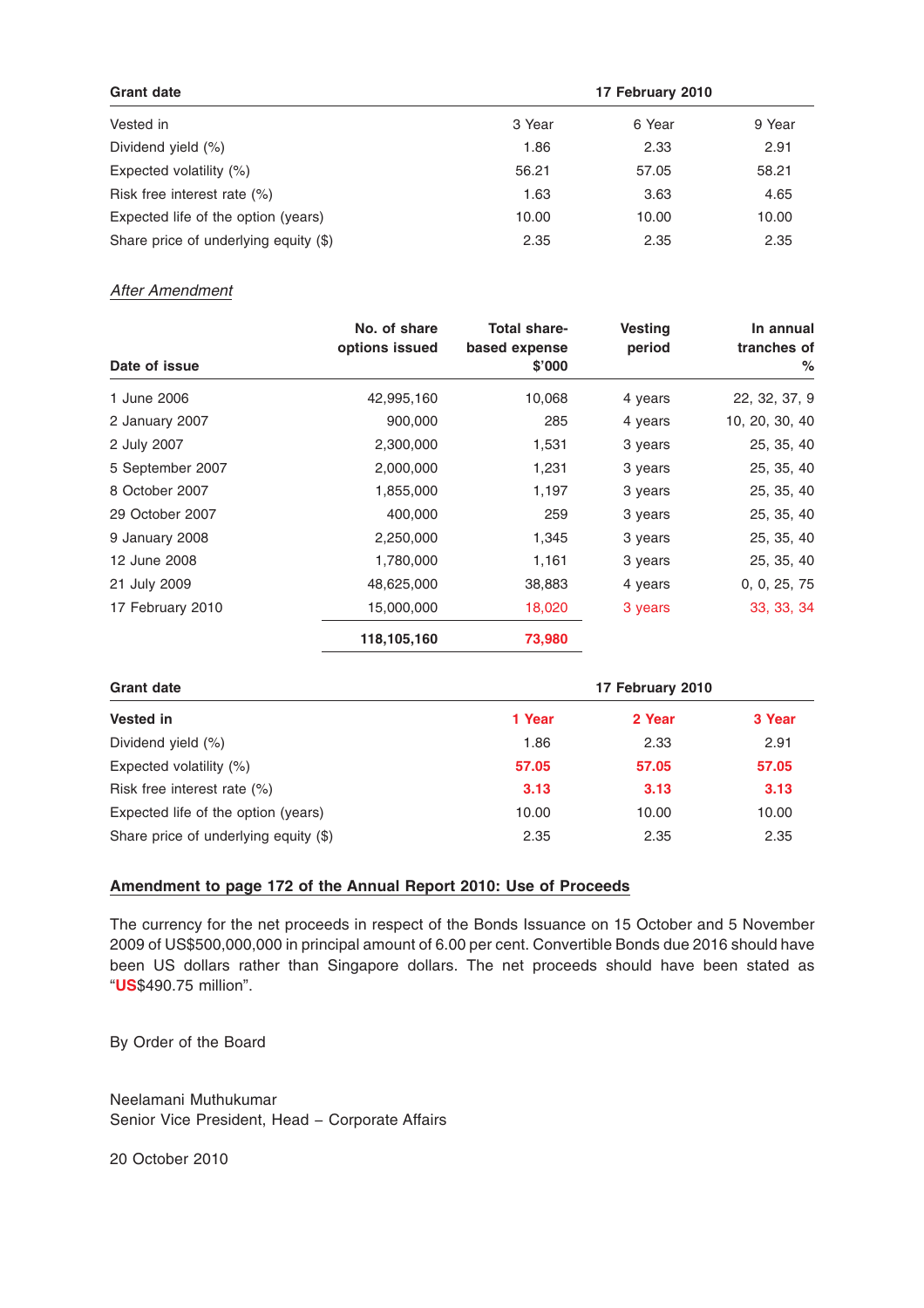| Grant date | 17 February 2010 | | |
|---|---|---|---|
| Vested in | 3 Year | 6 Year | 9 Year |
| Dividend yield (%) | 1.86 | 2.33 | 2.91 |
| Expected volatility (%) | 56.21 | 57.05 | 58.21 |
| Risk free interest rate (%) | 1.63 | 3.63 | 4.65 |
| Expected life of the option (years) | 10.00 | 10.00 | 10.00 |
| Share price of underlying equity ($) | 2.35 | 2.35 | 2.35 |

*After Amendment*

| Date of issue | No. of share options issued | Total share-based expense $'000 | Vesting period | In annual tranches of % |
|---|---|---|---|---|
| 1 June 2006 | 42,995,160 | 10,068 | 4 years | 22, 32, 37, 9 |
| 2 January 2007 | 900,000 | 285 | 4 years | 10, 20, 30, 40 |
| 2 July 2007 | 2,300,000 | 1,531 | 3 years | 25, 35, 40 |
| 5 September 2007 | 2,000,000 | 1,231 | 3 years | 25, 35, 40 |
| 8 October 2007 | 1,855,000 | 1,197 | 3 years | 25, 35, 40 |
| 29 October 2007 | 400,000 | 259 | 3 years | 25, 35, 40 |
| 9 January 2008 | 2,250,000 | 1,345 | 3 years | 25, 35, 40 |
| 12 June 2008 | 1,780,000 | 1,161 | 3 years | 25, 35, 40 |
| 21 July 2009 | 48,625,000 | 38,883 | 4 years | 0, 0, 25, 75 |
| 17 February 2010 | 15,000,000 | 18,020 | 3 years | 33, 33, 34 |
| | **118,105,160** | **73,980** | | |

| Grant date | 17 February 2010 | | |
|---|---|---|---|
| **Vested in** | **1 Year** | **2 Year** | **3 Year** |
| Dividend yield (%) | 1.86 | 2.33 | 2.91 |
| Expected volatility (%) | **57.05** | **57.05** | **57.05** |
| Risk free interest rate (%) | **3.13** | **3.13** | **3.13** |
| Expected life of the option (years) | 10.00 | 10.00 | 10.00 |
| Share price of underlying equity ($) | 2.35 | 2.35 | 2.35 |

## Amendment to page 172 of the Annual Report 2010: Use of Proceeds

The currency for the net proceeds in respect of the Bonds Issuance on 15 October and 5 November 2009 of US$500,000,000 in principal amount of 6.00 per cent. Convertible Bonds due 2016 should have been US dollars rather than Singapore dollars. The net proceeds should have been stated as "**US**$490.75 million".

By Order of the Board

Neelamani Muthukumar
Senior Vice President, Head – Corporate Affairs

20 October 2010